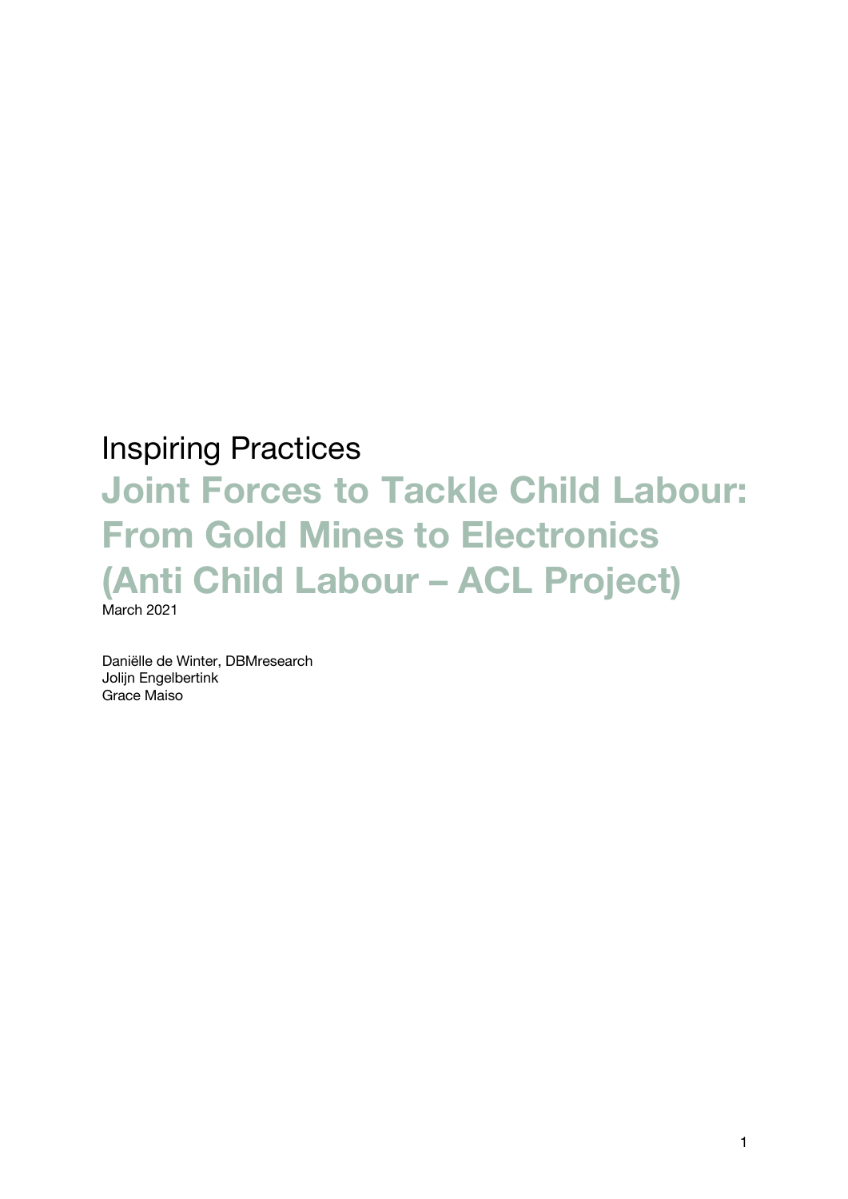Inspiring Practices

# Joint Forces to Tackle Child Labour: From Gold Mines to Electronics (Anti Child Labour – ACL Project)

March 2021

Daniëlle de Winter, DBMresearch
Jolijn Engelbertink
Grace Maiso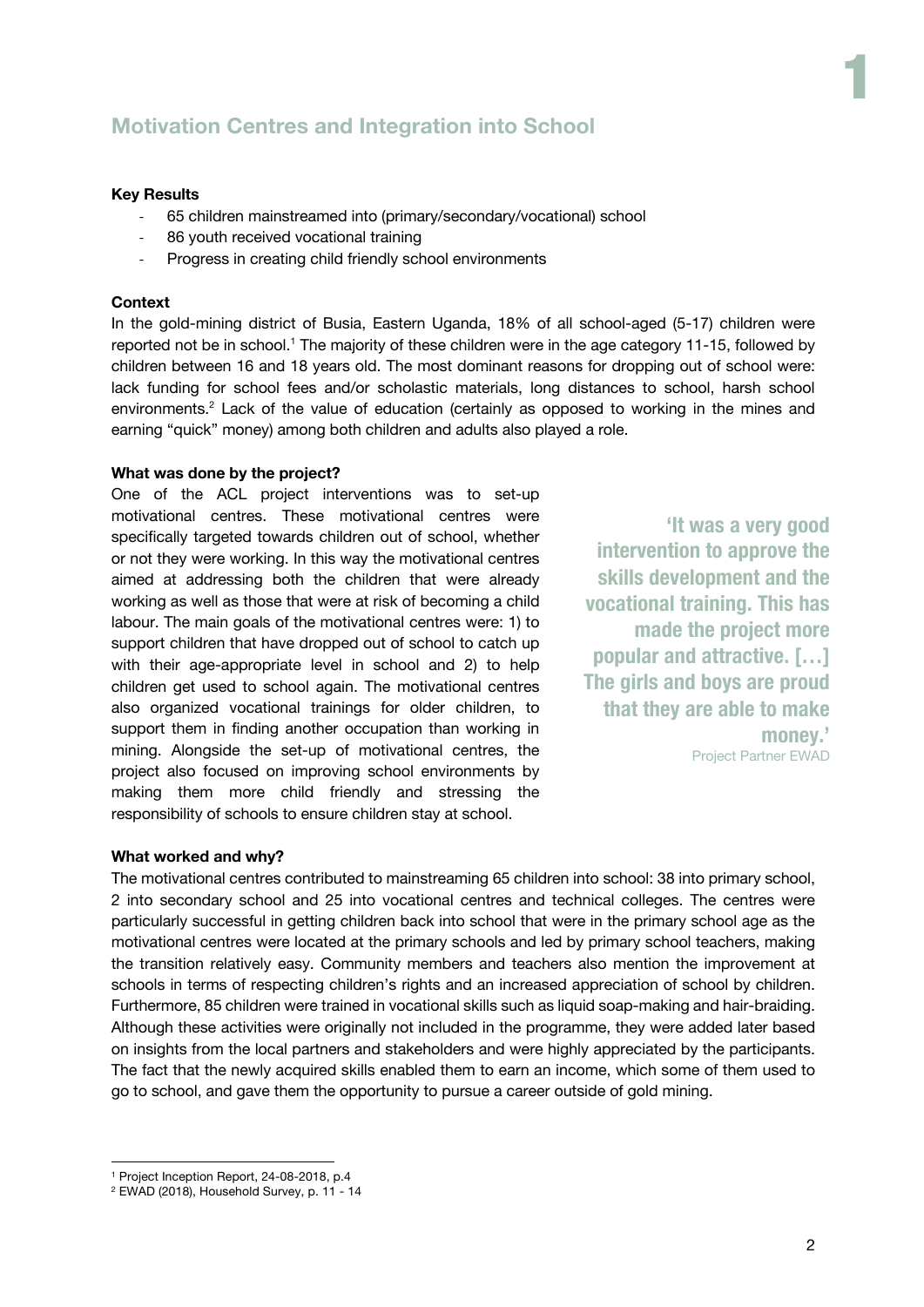## Motivation Centres and Integration into School

**Key Results**

- 65 children mainstreamed into (primary/secondary/vocational) school
- 86 youth received vocational training
- Progress in creating child friendly school environments

**Context**

In the gold-mining district of Busia, Eastern Uganda, 18% of all school-aged (5-17) children were reported not be in school.[1] The majority of these children were in the age category 11-15, followed by children between 16 and 18 years old. The most dominant reasons for dropping out of school were: lack funding for school fees and/or scholastic materials, long distances to school, harsh school environments.[2] Lack of the value of education (certainly as opposed to working in the mines and earning "quick" money) among both children and adults also played a role.

**What was done by the project?**

One of the ACL project interventions was to set-up motivational centres. These motivational centres were specifically targeted towards children out of school, whether or not they were working. In this way the motivational centres aimed at addressing both the children that were already working as well as those that were at risk of becoming a child labour. The main goals of the motivational centres were: 1) to support children that have dropped out of school to catch up with their age-appropriate level in school and 2) to help children get used to school again. The motivational centres also organized vocational trainings for older children, to support them in finding another occupation than working in mining. Alongside the set-up of motivational centres, the project also focused on improving school environments by making them more child friendly and stressing the responsibility of schools to ensure children stay at school.

> **'It was a very good intervention to approve the skills development and the vocational training. This has made the project more popular and attractive. […] The girls and boys are proud that they are able to make money.'**
> Project Partner EWAD

**What worked and why?**

The motivational centres contributed to mainstreaming 65 children into school: 38 into primary school, 2 into secondary school and 25 into vocational centres and technical colleges. The centres were particularly successful in getting children back into school that were in the primary school age as the motivational centres were located at the primary schools and led by primary school teachers, making the transition relatively easy. Community members and teachers also mention the improvement at schools in terms of respecting children's rights and an increased appreciation of school by children. Furthermore, 85 children were trained in vocational skills such as liquid soap-making and hair-braiding. Although these activities were originally not included in the programme, they were added later based on insights from the local partners and stakeholders and were highly appreciated by the participants. The fact that the newly acquired skills enabled them to earn an income, which some of them used to go to school, and gave them the opportunity to pursue a career outside of gold mining.

---

[1] Project Inception Report, 24-08-2018, p.4

[2] EWAD (2018), Household Survey, p. 11 - 14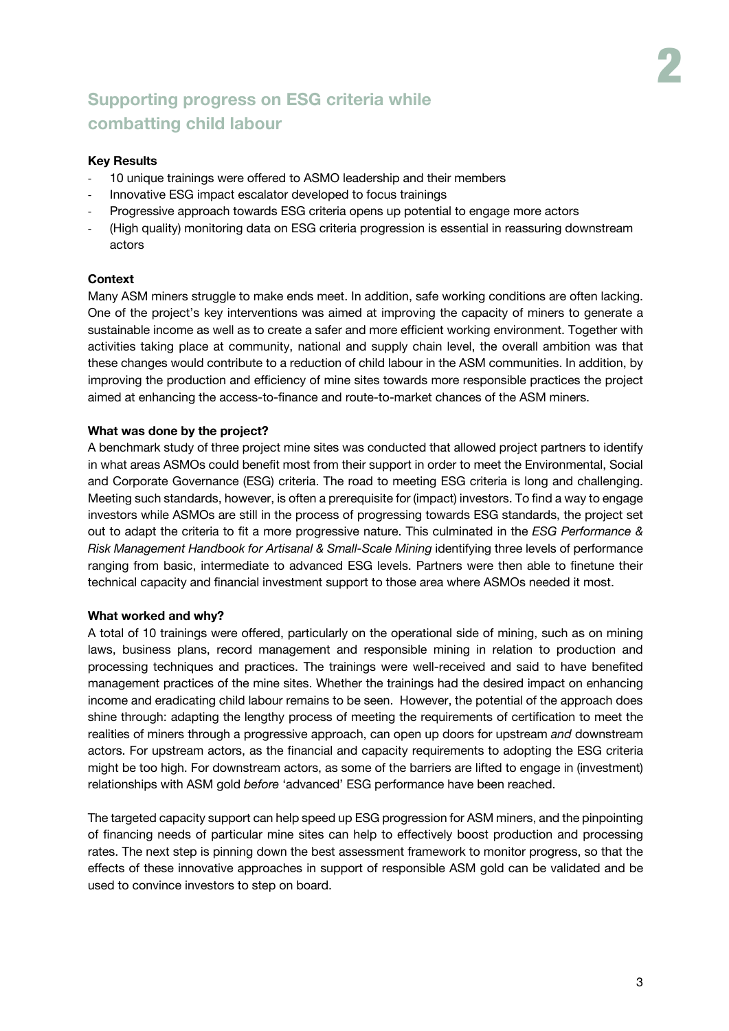# Supporting progress on ESG criteria while combatting child labour

**Key Results**

- 10 unique trainings were offered to ASMO leadership and their members
- Innovative ESG impact escalator developed to focus trainings
- Progressive approach towards ESG criteria opens up potential to engage more actors
- (High quality) monitoring data on ESG criteria progression is essential in reassuring downstream actors

**Context**

Many ASM miners struggle to make ends meet. In addition, safe working conditions are often lacking. One of the project's key interventions was aimed at improving the capacity of miners to generate a sustainable income as well as to create a safer and more efficient working environment. Together with activities taking place at community, national and supply chain level, the overall ambition was that these changes would contribute to a reduction of child labour in the ASM communities. In addition, by improving the production and efficiency of mine sites towards more responsible practices the project aimed at enhancing the access-to-finance and route-to-market chances of the ASM miners.

**What was done by the project?**

A benchmark study of three project mine sites was conducted that allowed project partners to identify in what areas ASMOs could benefit most from their support in order to meet the Environmental, Social and Corporate Governance (ESG) criteria. The road to meeting ESG criteria is long and challenging. Meeting such standards, however, is often a prerequisite for (impact) investors. To find a way to engage investors while ASMOs are still in the process of progressing towards ESG standards, the project set out to adapt the criteria to fit a more progressive nature. This culminated in the *ESG Performance & Risk Management Handbook for Artisanal & Small-Scale Mining* identifying three levels of performance ranging from basic, intermediate to advanced ESG levels. Partners were then able to finetune their technical capacity and financial investment support to those area where ASMOs needed it most.

**What worked and why?**

A total of 10 trainings were offered, particularly on the operational side of mining, such as on mining laws, business plans, record management and responsible mining in relation to production and processing techniques and practices. The trainings were well-received and said to have benefited management practices of the mine sites. Whether the trainings had the desired impact on enhancing income and eradicating child labour remains to be seen. However, the potential of the approach does shine through: adapting the lengthy process of meeting the requirements of certification to meet the realities of miners through a progressive approach, can open up doors for upstream *and* downstream actors. For upstream actors, as the financial and capacity requirements to adopting the ESG criteria might be too high. For downstream actors, as some of the barriers are lifted to engage in (investment) relationships with ASM gold *before* 'advanced' ESG performance have been reached.

The targeted capacity support can help speed up ESG progression for ASM miners, and the pinpointing of financing needs of particular mine sites can help to effectively boost production and processing rates. The next step is pinning down the best assessment framework to monitor progress, so that the effects of these innovative approaches in support of responsible ASM gold can be validated and be used to convince investors to step on board.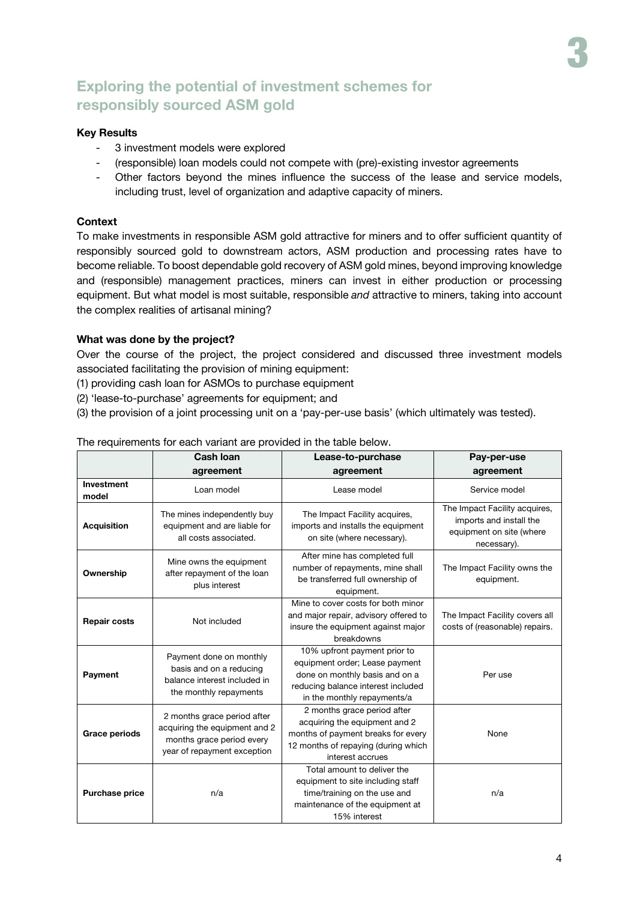## Exploring the potential of investment schemes for responsibly sourced ASM gold

**Key Results**

- 3 investment models were explored
- (responsible) loan models could not compete with (pre)-existing investor agreements
- Other factors beyond the mines influence the success of the lease and service models, including trust, level of organization and adaptive capacity of miners.

**Context**

To make investments in responsible ASM gold attractive for miners and to offer sufficient quantity of responsibly sourced gold to downstream actors, ASM production and processing rates have to become reliable. To boost dependable gold recovery of ASM gold mines, beyond improving knowledge and (responsible) management practices, miners can invest in either production or processing equipment. But what model is most suitable, responsible *and* attractive to miners, taking into account the complex realities of artisanal mining?

**What was done by the project?**

Over the course of the project, the project considered and discussed three investment models associated facilitating the provision of mining equipment:

(1) providing cash loan for ASMOs to purchase equipment

(2) 'lease-to-purchase' agreements for equipment; and

(3) the provision of a joint processing unit on a 'pay-per-use basis' (which ultimately was tested).

The requirements for each variant are provided in the table below.

| | Cash loan agreement | Lease-to-purchase agreement | Pay-per-use agreement |
|---|---|---|---|
| **Investment model** | Loan model | Lease model | Service model |
| **Acquisition** | The mines independently buy equipment and are liable for all costs associated. | The Impact Facility acquires, imports and installs the equipment on site (where necessary). | The Impact Facility acquires, imports and install the equipment on site (where necessary). |
| **Ownership** | Mine owns the equipment after repayment of the loan plus interest | After mine has completed full number of repayments, mine shall be transferred full ownership of equipment. | The Impact Facility owns the equipment. |
| **Repair costs** | Not included | Mine to cover costs for both minor and major repair, advisory offered to insure the equipment against major breakdowns | The Impact Facility covers all costs of (reasonable) repairs. |
| **Payment** | Payment done on monthly basis and on a reducing balance interest included in the monthly repayments | 10% upfront payment prior to equipment order; Lease payment done on monthly basis and on a reducing balance interest included in the monthly repayments/a | Per use |
| **Grace periods** | 2 months grace period after acquiring the equipment and 2 months grace period every year of repayment exception | 2 months grace period after acquiring the equipment and 2 months of payment breaks for every 12 months of repaying (during which interest accrues | None |
| **Purchase price** | n/a | Total amount to deliver the equipment to site including staff time/training on the use and maintenance of the equipment at 15% interest | n/a |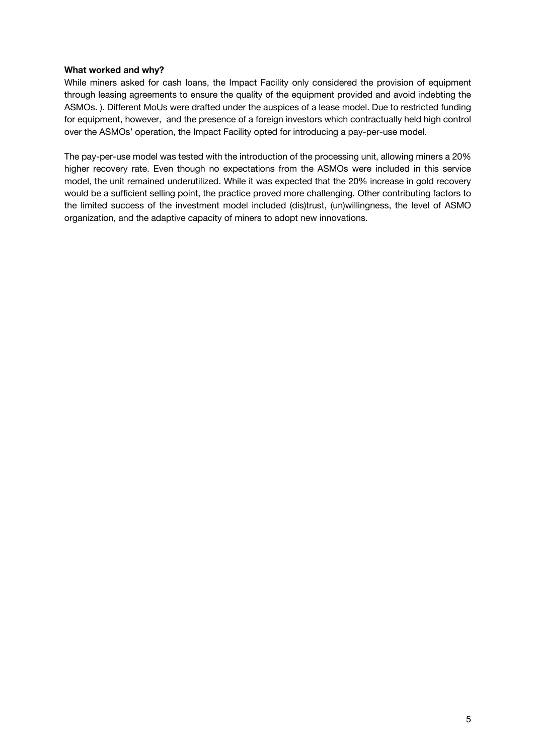**What worked and why?**

While miners asked for cash loans, the Impact Facility only considered the provision of equipment through leasing agreements to ensure the quality of the equipment provided and avoid indebting the ASMOs. ). Different MoUs were drafted under the auspices of a lease model. Due to restricted funding for equipment, however, and the presence of a foreign investors which contractually held high control over the ASMOs' operation, the Impact Facility opted for introducing a pay-per-use model.

The pay-per-use model was tested with the introduction of the processing unit, allowing miners a 20% higher recovery rate. Even though no expectations from the ASMOs were included in this service model, the unit remained underutilized. While it was expected that the 20% increase in gold recovery would be a sufficient selling point, the practice proved more challenging. Other contributing factors to the limited success of the investment model included (dis)trust, (un)willingness, the level of ASMO organization, and the adaptive capacity of miners to adopt new innovations.